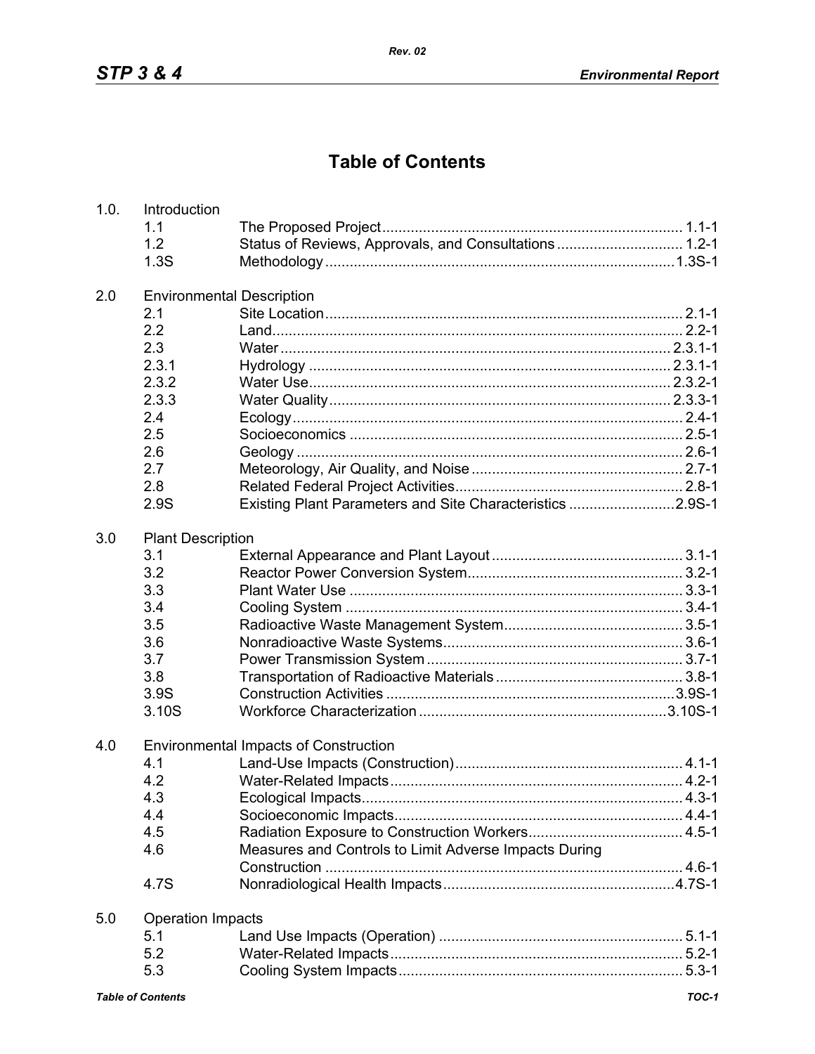# Table of Contents

| | | | |
|---|---|---|---|
| 1.0. | Introduction | | |
| | 1.1 | The Proposed Project | 1.1-1 |
| | 1.2 | Status of Reviews, Approvals, and Consultations | 1.2-1 |
| | 1.3S | Methodology | 1.3S-1 |
| 2.0 | Environmental Description | | |
| | 2.1 | Site Location | 2.1-1 |
| | 2.2 | Land | 2.2-1 |
| | 2.3 | Water | 2.3.1-1 |
| | 2.3.1 | Hydrology | 2.3.1-1 |
| | 2.3.2 | Water Use | 2.3.2-1 |
| | 2.3.3 | Water Quality | 2.3.3-1 |
| | 2.4 | Ecology | 2.4-1 |
| | 2.5 | Socioeconomics | 2.5-1 |
| | 2.6 | Geology | 2.6-1 |
| | 2.7 | Meteorology, Air Quality, and Noise | 2.7-1 |
| | 2.8 | Related Federal Project Activities | 2.8-1 |
| | 2.9S | Existing Plant Parameters and Site Characteristics | 2.9S-1 |
| 3.0 | Plant Description | | |
| | 3.1 | External Appearance and Plant Layout | 3.1-1 |
| | 3.2 | Reactor Power Conversion System | 3.2-1 |
| | 3.3 | Plant Water Use | 3.3-1 |
| | 3.4 | Cooling System | 3.4-1 |
| | 3.5 | Radioactive Waste Management System | 3.5-1 |
| | 3.6 | Nonradioactive Waste Systems | 3.6-1 |
| | 3.7 | Power Transmission System | 3.7-1 |
| | 3.8 | Transportation of Radioactive Materials | 3.8-1 |
| | 3.9S | Construction Activities | 3.9S-1 |
| | 3.10S | Workforce Characterization | 3.10S-1 |
| 4.0 | Environmental Impacts of Construction | | |
| | 4.1 | Land-Use Impacts (Construction) | 4.1-1 |
| | 4.2 | Water-Related Impacts | 4.2-1 |
| | 4.3 | Ecological Impacts | 4.3-1 |
| | 4.4 | Socioeconomic Impacts | 4.4-1 |
| | 4.5 | Radiation Exposure to Construction Workers | 4.5-1 |
| | 4.6 | Measures and Controls to Limit Adverse Impacts During Construction | 4.6-1 |
| | 4.7S | Nonradiological Health Impacts | 4.7S-1 |
| 5.0 | Operation Impacts | | |
| | 5.1 | Land Use Impacts (Operation) | 5.1-1 |
| | 5.2 | Water-Related Impacts | 5.2-1 |
| | 5.3 | Cooling System Impacts | 5.3-1 |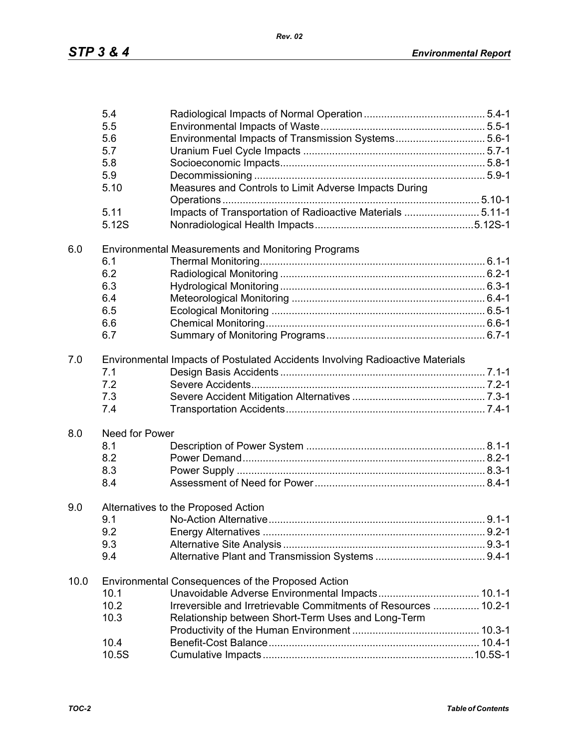| | | |
|---|---|---|
| 5.4 | Radiological Impacts of Normal Operation | 5.4-1 |
| 5.5 | Environmental Impacts of Waste | 5.5-1 |
| 5.6 | Environmental Impacts of Transmission Systems | 5.6-1 |
| 5.7 | Uranium Fuel Cycle Impacts | 5.7-1 |
| 5.8 | Socioeconomic Impacts | 5.8-1 |
| 5.9 | Decommissioning | 5.9-1 |
| 5.10 | Measures and Controls to Limit Adverse Impacts During Operations | 5.10-1 |
| 5.11 | Impacts of Transportation of Radioactive Materials | 5.11-1 |
| 5.12S | Nonradiological Health Impacts | 5.12S-1 |

**6.0 Environmental Measurements and Monitoring Programs**

| | | |
|---|---|---|
| 6.1 | Thermal Monitoring | 6.1-1 |
| 6.2 | Radiological Monitoring | 6.2-1 |
| 6.3 | Hydrological Monitoring | 6.3-1 |
| 6.4 | Meteorological Monitoring | 6.4-1 |
| 6.5 | Ecological Monitoring | 6.5-1 |
| 6.6 | Chemical Monitoring | 6.6-1 |
| 6.7 | Summary of Monitoring Programs | 6.7-1 |

**7.0 Environmental Impacts of Postulated Accidents Involving Radioactive Materials**

| | | |
|---|---|---|
| 7.1 | Design Basis Accidents | 7.1-1 |
| 7.2 | Severe Accidents | 7.2-1 |
| 7.3 | Severe Accident Mitigation Alternatives | 7.3-1 |
| 7.4 | Transportation Accidents | 7.4-1 |

**8.0 Need for Power**

| | | |
|---|---|---|
| 8.1 | Description of Power System | 8.1-1 |
| 8.2 | Power Demand | 8.2-1 |
| 8.3 | Power Supply | 8.3-1 |
| 8.4 | Assessment of Need for Power | 8.4-1 |

**9.0 Alternatives to the Proposed Action**

| | | |
|---|---|---|
| 9.1 | No-Action Alternative | 9.1-1 |
| 9.2 | Energy Alternatives | 9.2-1 |
| 9.3 | Alternative Site Analysis | 9.3-1 |
| 9.4 | Alternative Plant and Transmission Systems | 9.4-1 |

**10.0 Environmental Consequences of the Proposed Action**

| | | |
|---|---|---|
| 10.1 | Unavoidable Adverse Environmental Impacts | 10.1-1 |
| 10.2 | Irreversible and Irretrievable Commitments of Resources | 10.2-1 |
| 10.3 | Relationship between Short-Term Uses and Long-Term Productivity of the Human Environment | 10.3-1 |
| 10.4 | Benefit-Cost Balance | 10.4-1 |
| 10.5S | Cumulative Impacts | 10.5S-1 |